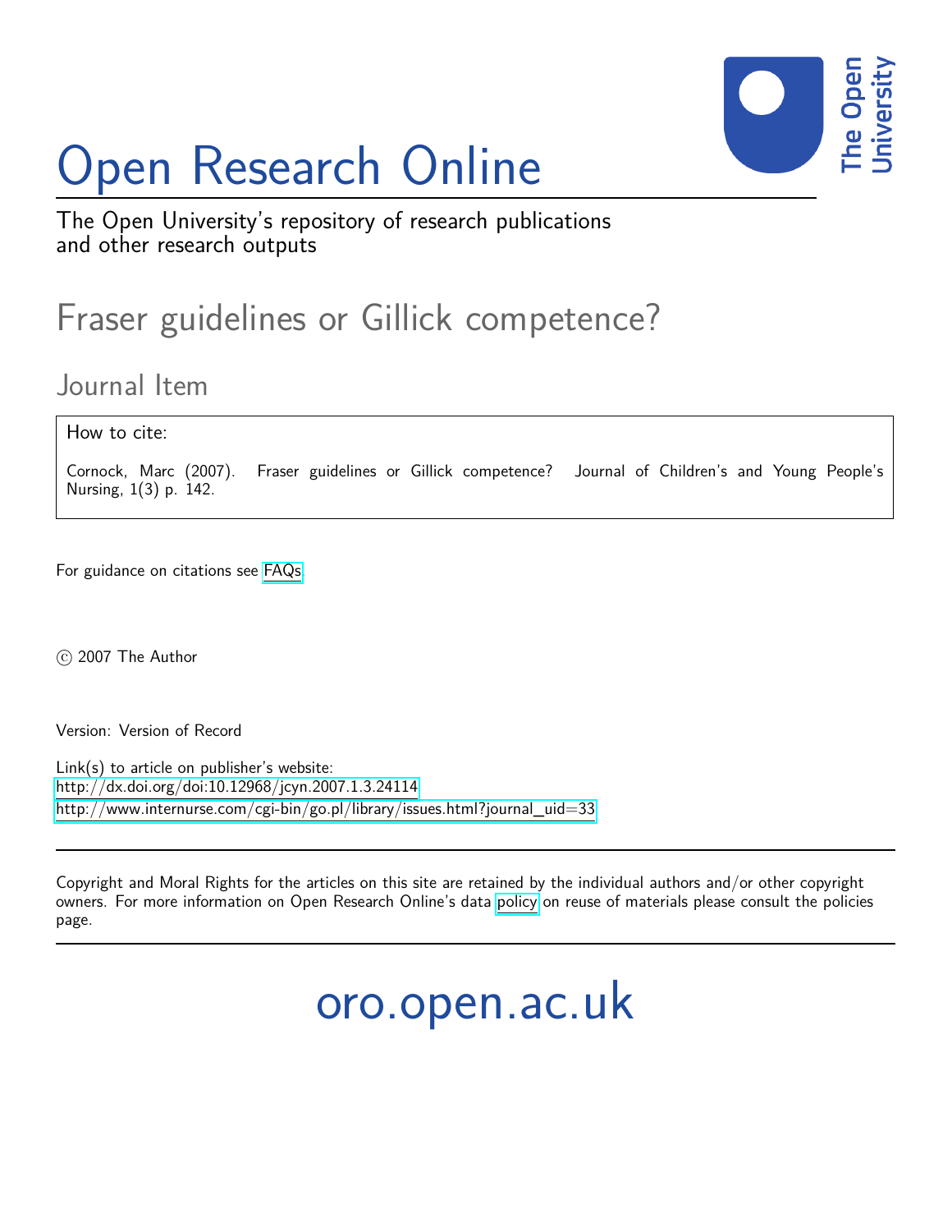# Open Research Online

The Open University's repository of research publications and other research outputs

## Fraser guidelines or Gillick competence?

### Journal Item

How to cite:

Cornock, Marc (2007). Fraser guidelines or Gillick competence? Journal of Children's and Young People's Nursing, 1(3) p. 142.

For guidance on citations see FAQs.

© 2007 The Author

Version: Version of Record

Link(s) to article on publisher's website:
http://dx.doi.org/doi:10.12968/jcyn.2007.1.3.24114
http://www.internurse.com/cgi-bin/go.pl/library/issues.html?journal_uid=33

Copyright and Moral Rights for the articles on this site are retained by the individual authors and/or other copyright owners. For more information on Open Research Online's data policy on reuse of materials please consult the policies page.

oro.open.ac.uk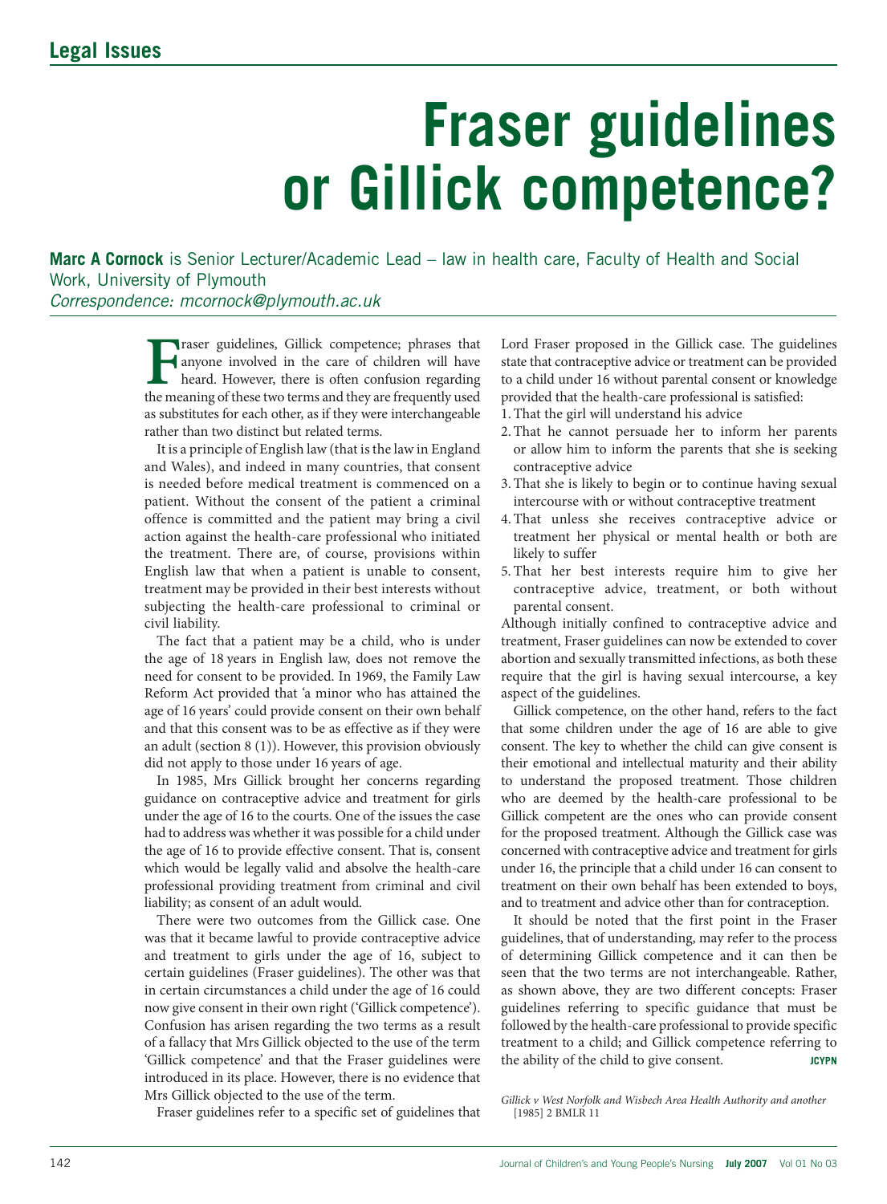## Legal Issues

# Fraser guidelines or Gillick competence?

**Marc A Cornock** is Senior Lecturer/Academic Lead – law in health care, Faculty of Health and Social Work, University of Plymouth
*Correspondence: mcornock@plymouth.ac.uk*

Fraser guidelines, Gillick competence; phrases that anyone involved in the care of children will have heard. However, there is often confusion regarding the meaning of these two terms and they are frequently used as substitutes for each other, as if they were interchangeable rather than two distinct but related terms.

It is a principle of English law (that is the law in England and Wales), and indeed in many countries, that consent is needed before medical treatment is commenced on a patient. Without the consent of the patient a criminal offence is committed and the patient may bring a civil action against the health-care professional who initiated the treatment. There are, of course, provisions within English law that when a patient is unable to consent, treatment may be provided in their best interests without subjecting the health-care professional to criminal or civil liability.

The fact that a patient may be a child, who is under the age of 18 years in English law, does not remove the need for consent to be provided. In 1969, the Family Law Reform Act provided that 'a minor who has attained the age of 16 years' could provide consent on their own behalf and that this consent was to be as effective as if they were an adult (section 8 (1)). However, this provision obviously did not apply to those under 16 years of age.

In 1985, Mrs Gillick brought her concerns regarding guidance on contraceptive advice and treatment for girls under the age of 16 to the courts. One of the issues the case had to address was whether it was possible for a child under the age of 16 to provide effective consent. That is, consent which would be legally valid and absolve the health-care professional providing treatment from criminal and civil liability; as consent of an adult would.

There were two outcomes from the Gillick case. One was that it became lawful to provide contraceptive advice and treatment to girls under the age of 16, subject to certain guidelines (Fraser guidelines). The other was that in certain circumstances a child under the age of 16 could now give consent in their own right ('Gillick competence'). Confusion has arisen regarding the two terms as a result of a fallacy that Mrs Gillick objected to the use of the term 'Gillick competence' and that the Fraser guidelines were introduced in its place. However, there is no evidence that Mrs Gillick objected to the use of the term.

Fraser guidelines refer to a specific set of guidelines that Lord Fraser proposed in the Gillick case. The guidelines state that contraceptive advice or treatment can be provided to a child under 16 without parental consent or knowledge provided that the health-care professional is satisfied:

1. That the girl will understand his advice
2. That he cannot persuade her to inform her parents or allow him to inform the parents that she is seeking contraceptive advice
3. That she is likely to begin or to continue having sexual intercourse with or without contraceptive treatment
4. That unless she receives contraceptive advice or treatment her physical or mental health or both are likely to suffer
5. That her best interests require him to give her contraceptive advice, treatment, or both without parental consent.

Although initially confined to contraceptive advice and treatment, Fraser guidelines can now be extended to cover abortion and sexually transmitted infections, as both these require that the girl is having sexual intercourse, a key aspect of the guidelines.

Gillick competence, on the other hand, refers to the fact that some children under the age of 16 are able to give consent. The key to whether the child can give consent is their emotional and intellectual maturity and their ability to understand the proposed treatment. Those children who are deemed by the health-care professional to be Gillick competent are the ones who can provide consent for the proposed treatment. Although the Gillick case was concerned with contraceptive advice and treatment for girls under 16, the principle that a child under 16 can consent to treatment on their own behalf has been extended to boys, and to treatment and advice other than for contraception.

It should be noted that the first point in the Fraser guidelines, that of understanding, may refer to the process of determining Gillick competence and it can then be seen that the two terms are not interchangeable. Rather, as shown above, they are two different concepts: Fraser guidelines referring to specific guidance that must be followed by the health-care professional to provide specific treatment to a child; and Gillick competence referring to the ability of the child to give consent. **JCYPN**

*Gillick v West Norfolk and Wisbech Area Health Authority and another* [1985] 2 BMLR 11